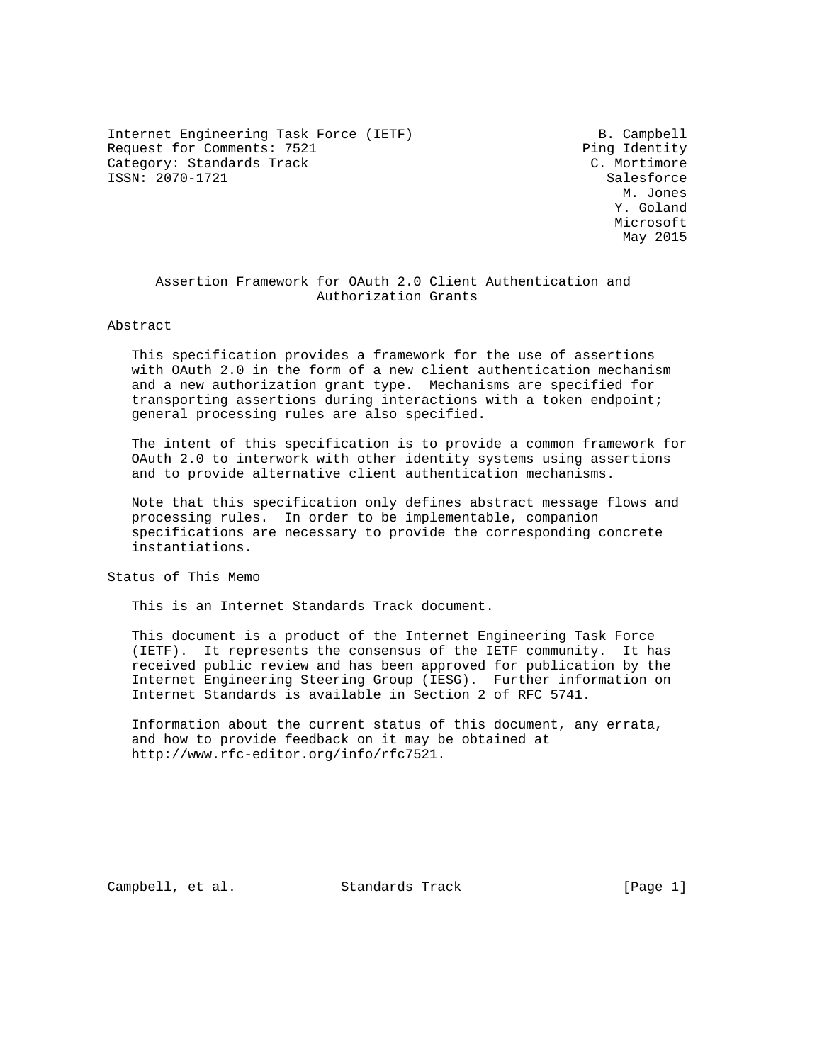Internet Engineering Task Force (IETF) B. Campbell
Request for Comments: 7521 Ping Identity
Category: Standards Track C. Mortimore
ISSN: 2070-1721 Salesforce
M. Jones
Y. Goland
Microsoft
May 2015

# Assertion Framework for OAuth 2.0 Client Authentication and Authorization Grants

## Abstract

This specification provides a framework for the use of assertions with OAuth 2.0 in the form of a new client authentication mechanism and a new authorization grant type. Mechanisms are specified for transporting assertions during interactions with a token endpoint; general processing rules are also specified.

The intent of this specification is to provide a common framework for OAuth 2.0 to interwork with other identity systems using assertions and to provide alternative client authentication mechanisms.

Note that this specification only defines abstract message flows and processing rules. In order to be implementable, companion specifications are necessary to provide the corresponding concrete instantiations.

## Status of This Memo

This is an Internet Standards Track document.

This document is a product of the Internet Engineering Task Force (IETF). It represents the consensus of the IETF community. It has received public review and has been approved for publication by the Internet Engineering Steering Group (IESG). Further information on Internet Standards is available in Section 2 of RFC 5741.

Information about the current status of this document, any errata, and how to provide feedback on it may be obtained at http://www.rfc-editor.org/info/rfc7521.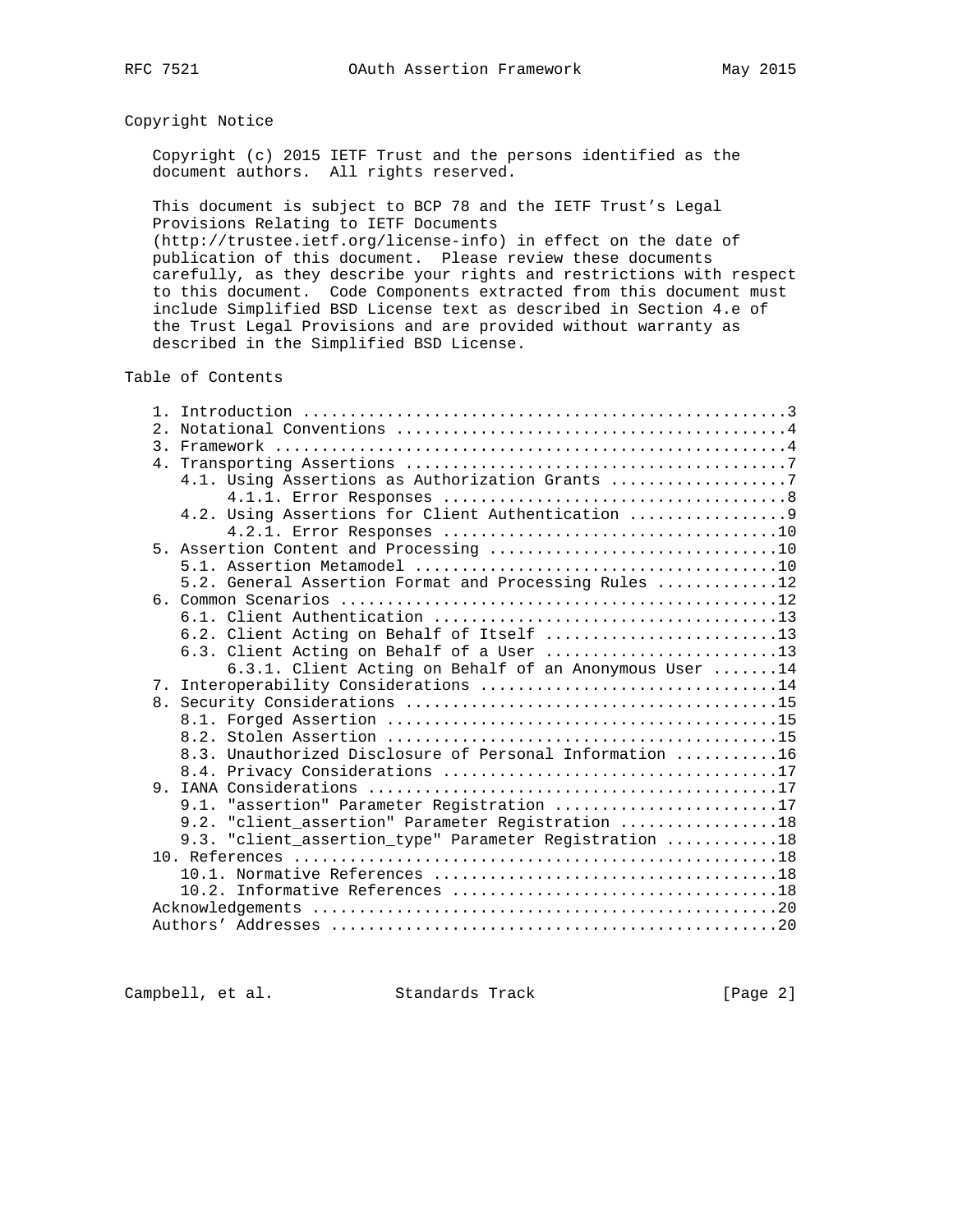## Copyright Notice

Copyright (c) 2015 IETF Trust and the persons identified as the document authors. All rights reserved.

This document is subject to BCP 78 and the IETF Trust's Legal Provisions Relating to IETF Documents (http://trustee.ietf.org/license-info) in effect on the date of publication of this document. Please review these documents carefully, as they describe your rights and restrictions with respect to this document. Code Components extracted from this document must include Simplified BSD License text as described in Section 4.e of the Trust Legal Provisions and are provided without warranty as described in the Simplified BSD License.

## Table of Contents

```
   1. Introduction ....................................................3
   2. Notational Conventions ..........................................4
   3. Framework .......................................................4
   4. Transporting Assertions .........................................7
      4.1. Using Assertions as Authorization Grants ...................7
           4.1.1. Error Responses .....................................8
      4.2. Using Assertions for Client Authentication .................9
           4.2.1. Error Responses ....................................10
   5. Assertion Content and Processing ...............................10
      5.1. Assertion Metamodel .......................................10
      5.2. General Assertion Format and Processing Rules .............12
   6. Common Scenarios ...............................................12
      6.1. Client Authentication .....................................13
      6.2. Client Acting on Behalf of Itself .........................13
      6.3. Client Acting on Behalf of a User .........................13
           6.3.1. Client Acting on Behalf of an Anonymous User .......14
   7. Interoperability Considerations ................................14
   8. Security Considerations ........................................15
      8.1. Forged Assertion ..........................................15
      8.2. Stolen Assertion ..........................................15
      8.3. Unauthorized Disclosure of Personal Information ...........16
      8.4. Privacy Considerations ....................................17
   9. IANA Considerations ............................................17
      9.1. "assertion" Parameter Registration ........................17
      9.2. "client_assertion" Parameter Registration .................18
      9.3. "client_assertion_type" Parameter Registration ............18
   10. References ....................................................18
      10.1. Normative References .....................................18
      10.2. Informative References ...................................18
   Acknowledgements ..................................................20
   Authors' Addresses ................................................20
```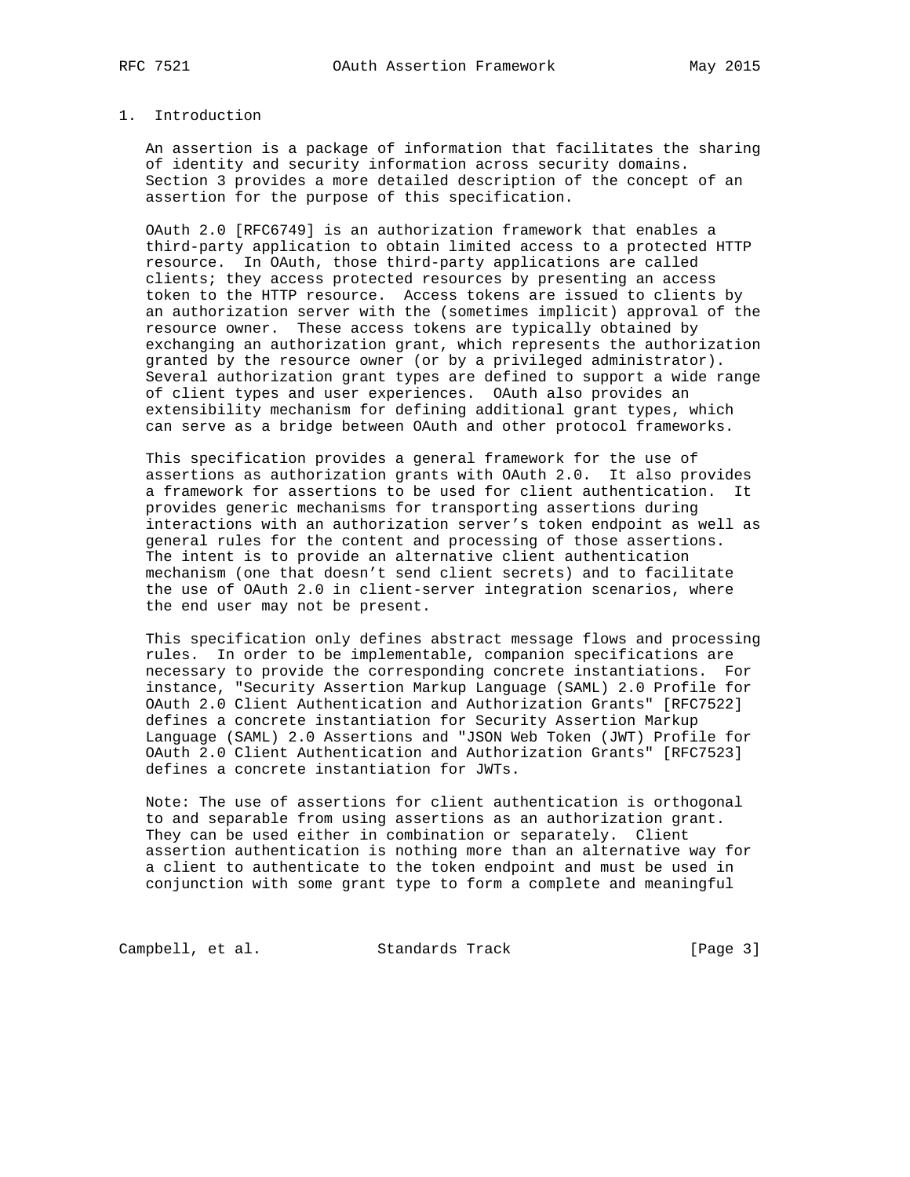# 1. Introduction

An assertion is a package of information that facilitates the sharing of identity and security information across security domains. Section 3 provides a more detailed description of the concept of an assertion for the purpose of this specification.

OAuth 2.0 [RFC6749] is an authorization framework that enables a third-party application to obtain limited access to a protected HTTP resource. In OAuth, those third-party applications are called clients; they access protected resources by presenting an access token to the HTTP resource. Access tokens are issued to clients by an authorization server with the (sometimes implicit) approval of the resource owner. These access tokens are typically obtained by exchanging an authorization grant, which represents the authorization granted by the resource owner (or by a privileged administrator). Several authorization grant types are defined to support a wide range of client types and user experiences. OAuth also provides an extensibility mechanism for defining additional grant types, which can serve as a bridge between OAuth and other protocol frameworks.

This specification provides a general framework for the use of assertions as authorization grants with OAuth 2.0. It also provides a framework for assertions to be used for client authentication. It provides generic mechanisms for transporting assertions during interactions with an authorization server's token endpoint as well as general rules for the content and processing of those assertions. The intent is to provide an alternative client authentication mechanism (one that doesn't send client secrets) and to facilitate the use of OAuth 2.0 in client-server integration scenarios, where the end user may not be present.

This specification only defines abstract message flows and processing rules. In order to be implementable, companion specifications are necessary to provide the corresponding concrete instantiations. For instance, "Security Assertion Markup Language (SAML) 2.0 Profile for OAuth 2.0 Client Authentication and Authorization Grants" [RFC7522] defines a concrete instantiation for Security Assertion Markup Language (SAML) 2.0 Assertions and "JSON Web Token (JWT) Profile for OAuth 2.0 Client Authentication and Authorization Grants" [RFC7523] defines a concrete instantiation for JWTs.

Note: The use of assertions for client authentication is orthogonal to and separable from using assertions as an authorization grant. They can be used either in combination or separately. Client assertion authentication is nothing more than an alternative way for a client to authenticate to the token endpoint and must be used in conjunction with some grant type to form a complete and meaningful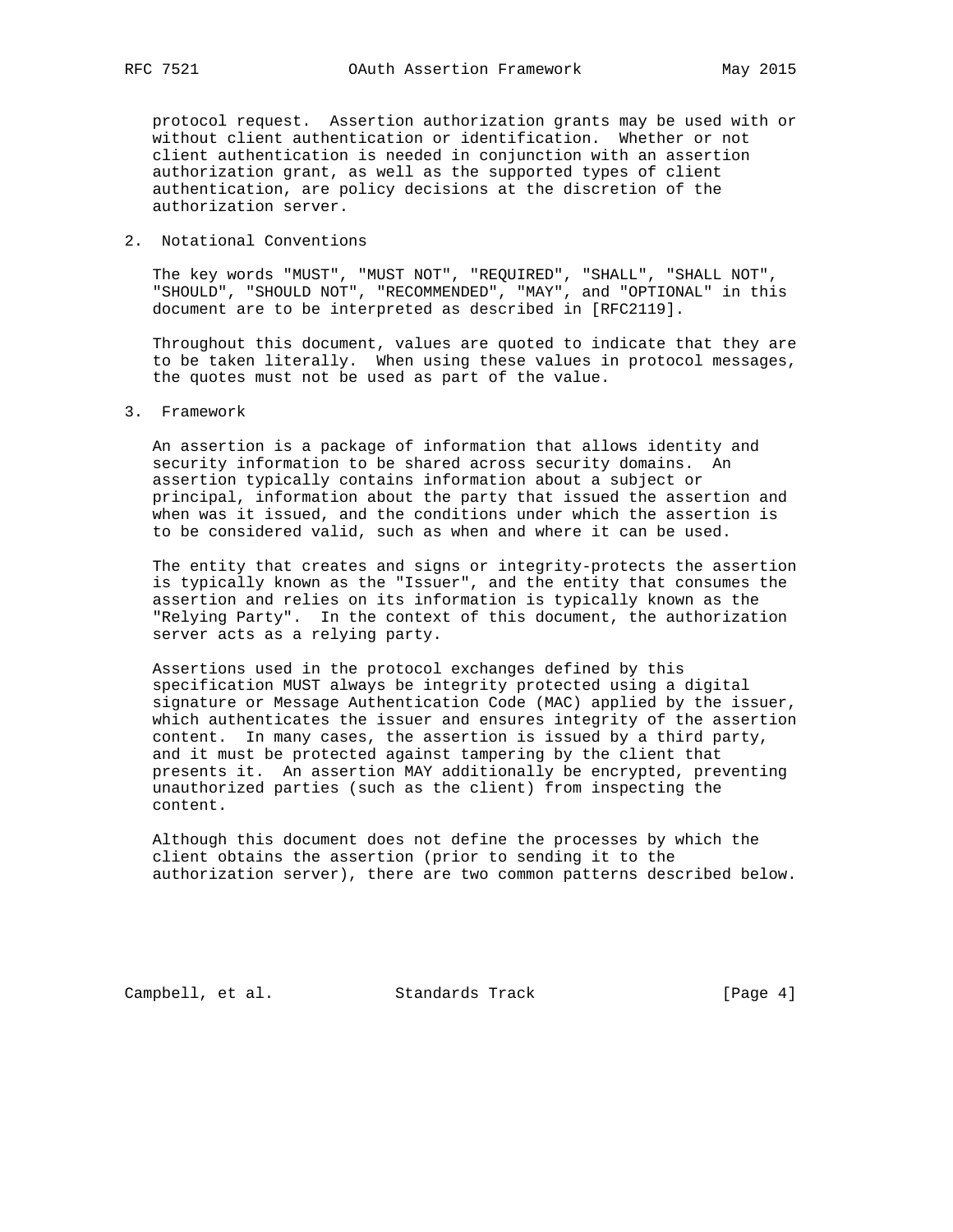protocol request. Assertion authorization grants may be used with or without client authentication or identification. Whether or not client authentication is needed in conjunction with an assertion authorization grant, as well as the supported types of client authentication, are policy decisions at the discretion of the authorization server.

## 2. Notational Conventions

The key words "MUST", "MUST NOT", "REQUIRED", "SHALL", "SHALL NOT", "SHOULD", "SHOULD NOT", "RECOMMENDED", "MAY", and "OPTIONAL" in this document are to be interpreted as described in [RFC2119].

Throughout this document, values are quoted to indicate that they are to be taken literally. When using these values in protocol messages, the quotes must not be used as part of the value.

## 3. Framework

An assertion is a package of information that allows identity and security information to be shared across security domains. An assertion typically contains information about a subject or principal, information about the party that issued the assertion and when was it issued, and the conditions under which the assertion is to be considered valid, such as when and where it can be used.

The entity that creates and signs or integrity-protects the assertion is typically known as the "Issuer", and the entity that consumes the assertion and relies on its information is typically known as the "Relying Party". In the context of this document, the authorization server acts as a relying party.

Assertions used in the protocol exchanges defined by this specification MUST always be integrity protected using a digital signature or Message Authentication Code (MAC) applied by the issuer, which authenticates the issuer and ensures integrity of the assertion content. In many cases, the assertion is issued by a third party, and it must be protected against tampering by the client that presents it. An assertion MAY additionally be encrypted, preventing unauthorized parties (such as the client) from inspecting the content.

Although this document does not define the processes by which the client obtains the assertion (prior to sending it to the authorization server), there are two common patterns described below.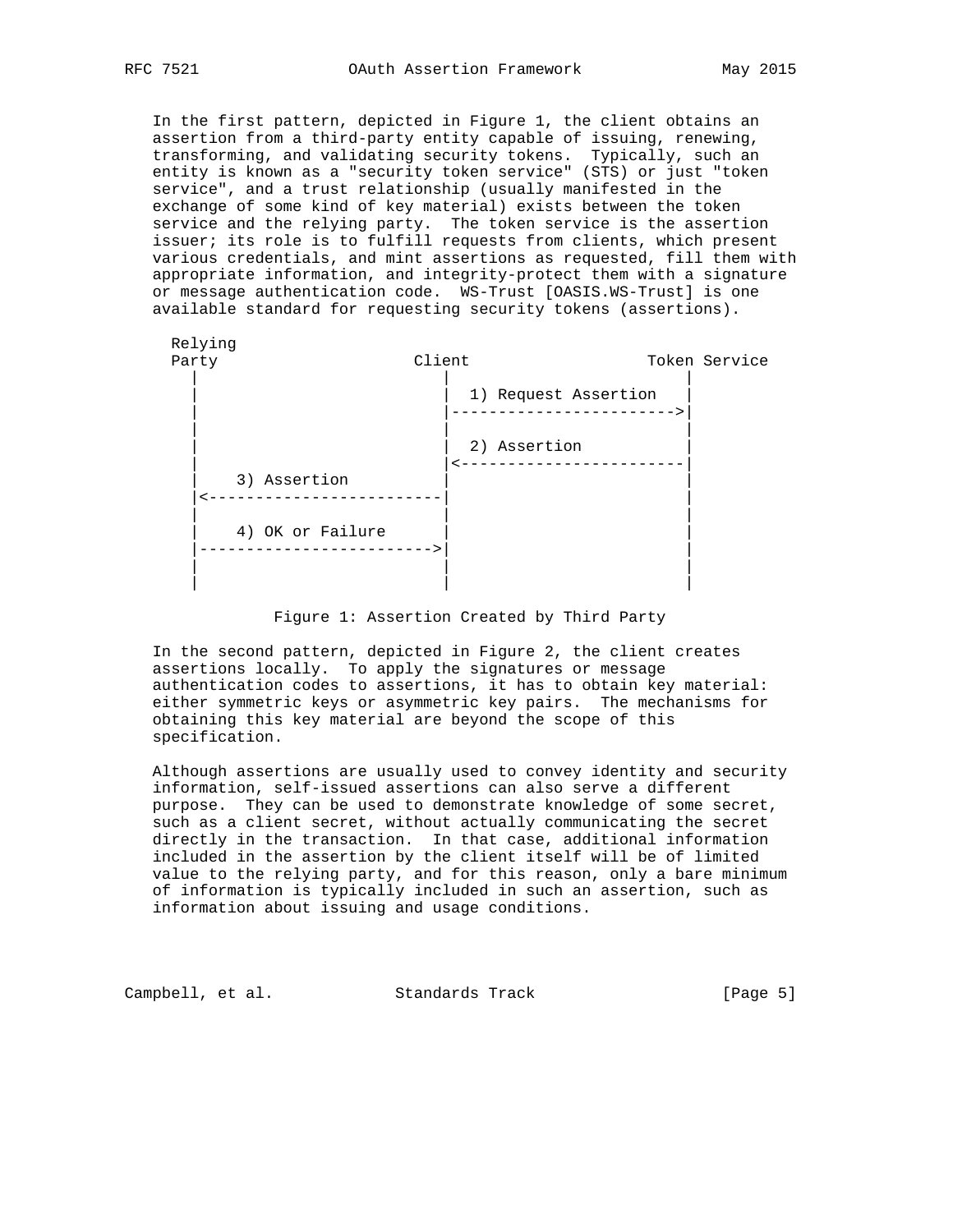In the first pattern, depicted in Figure 1, the client obtains an assertion from a third-party entity capable of issuing, renewing, transforming, and validating security tokens. Typically, such an entity is known as a "security token service" (STS) or just "token service", and a trust relationship (usually manifested in the exchange of some kind of key material) exists between the token service and the relying party. The token service is the assertion issuer; its role is to fulfill requests from clients, which present various credentials, and mint assertions as requested, fill them with appropriate information, and integrity-protect them with a signature or message authentication code. WS-Trust [OASIS.WS-Trust] is one available standard for requesting security tokens (assertions).

```
  Relying
  Party                     Client                   Token Service
    |                          |                         |
    |                          |  1) Request Assertion   |
    |                          |------------------------>|
    |                          |                         |
    |                          |  2) Assertion           |
    |                          |<------------------------|
    |    3) Assertion          |                         |
    |<-------------------------|                         |
    |                          |                         |
    |    4) OK or Failure      |                         |
    |------------------------->|                         |
    |                          |                         |
    |                          |                         |
```

Figure 1: Assertion Created by Third Party

In the second pattern, depicted in Figure 2, the client creates assertions locally. To apply the signatures or message authentication codes to assertions, it has to obtain key material: either symmetric keys or asymmetric key pairs. The mechanisms for obtaining this key material are beyond the scope of this specification.

Although assertions are usually used to convey identity and security information, self-issued assertions can also serve a different purpose. They can be used to demonstrate knowledge of some secret, such as a client secret, without actually communicating the secret directly in the transaction. In that case, additional information included in the assertion by the client itself will be of limited value to the relying party, and for this reason, only a bare minimum of information is typically included in such an assertion, such as information about issuing and usage conditions.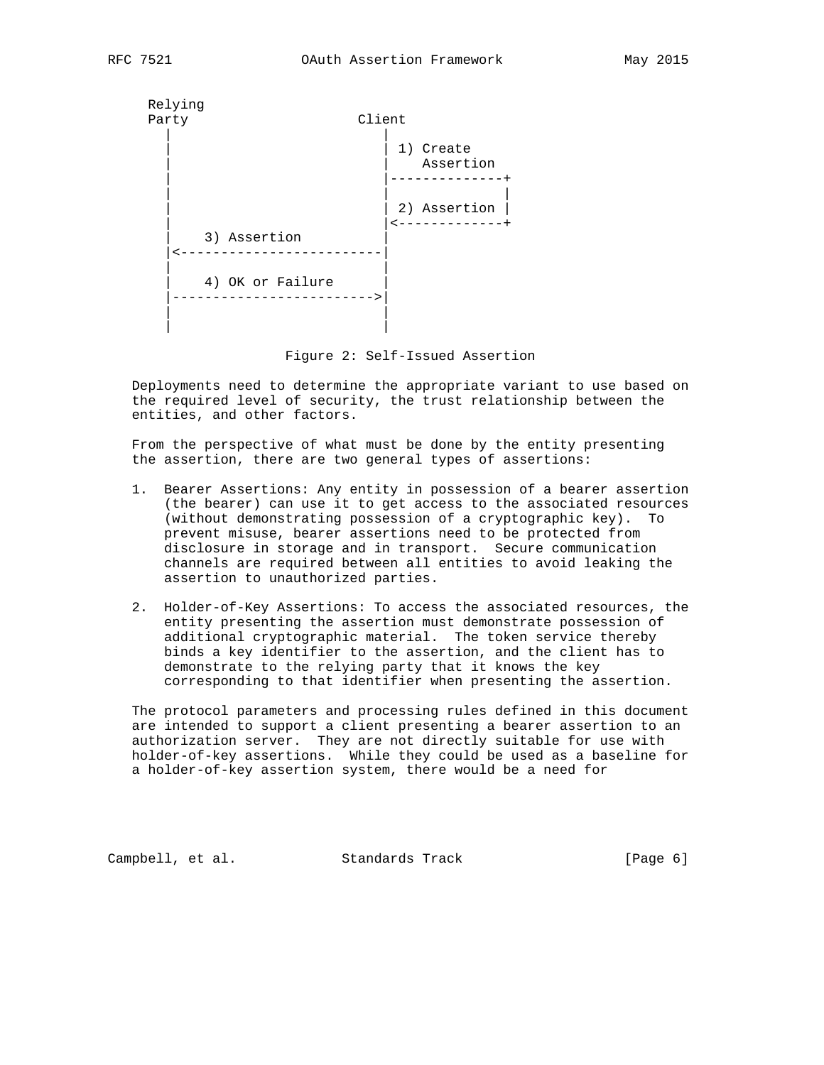```
  Relying
  Party                     Client
    |                          |
    |                          | 1) Create
    |                          |    Assertion
    |                          |--------------+
    |                          |              |
    |                          | 2) Assertion |
    |                          |<-------------+
    |    3) Assertion          |
    |<-------------------------|
    |                          |
    |    4) OK or Failure      |
    |------------------------->|
    |                          |
    |                          |
```

Figure 2: Self-Issued Assertion

Deployments need to determine the appropriate variant to use based on the required level of security, the trust relationship between the entities, and other factors.

From the perspective of what must be done by the entity presenting the assertion, there are two general types of assertions:

1. Bearer Assertions: Any entity in possession of a bearer assertion (the bearer) can use it to get access to the associated resources (without demonstrating possession of a cryptographic key). To prevent misuse, bearer assertions need to be protected from disclosure in storage and in transport. Secure communication channels are required between all entities to avoid leaking the assertion to unauthorized parties.

2. Holder-of-Key Assertions: To access the associated resources, the entity presenting the assertion must demonstrate possession of additional cryptographic material. The token service thereby binds a key identifier to the assertion, and the client has to demonstrate to the relying party that it knows the key corresponding to that identifier when presenting the assertion.

The protocol parameters and processing rules defined in this document are intended to support a client presenting a bearer assertion to an authorization server. They are not directly suitable for use with holder-of-key assertions. While they could be used as a baseline for a holder-of-key assertion system, there would be a need for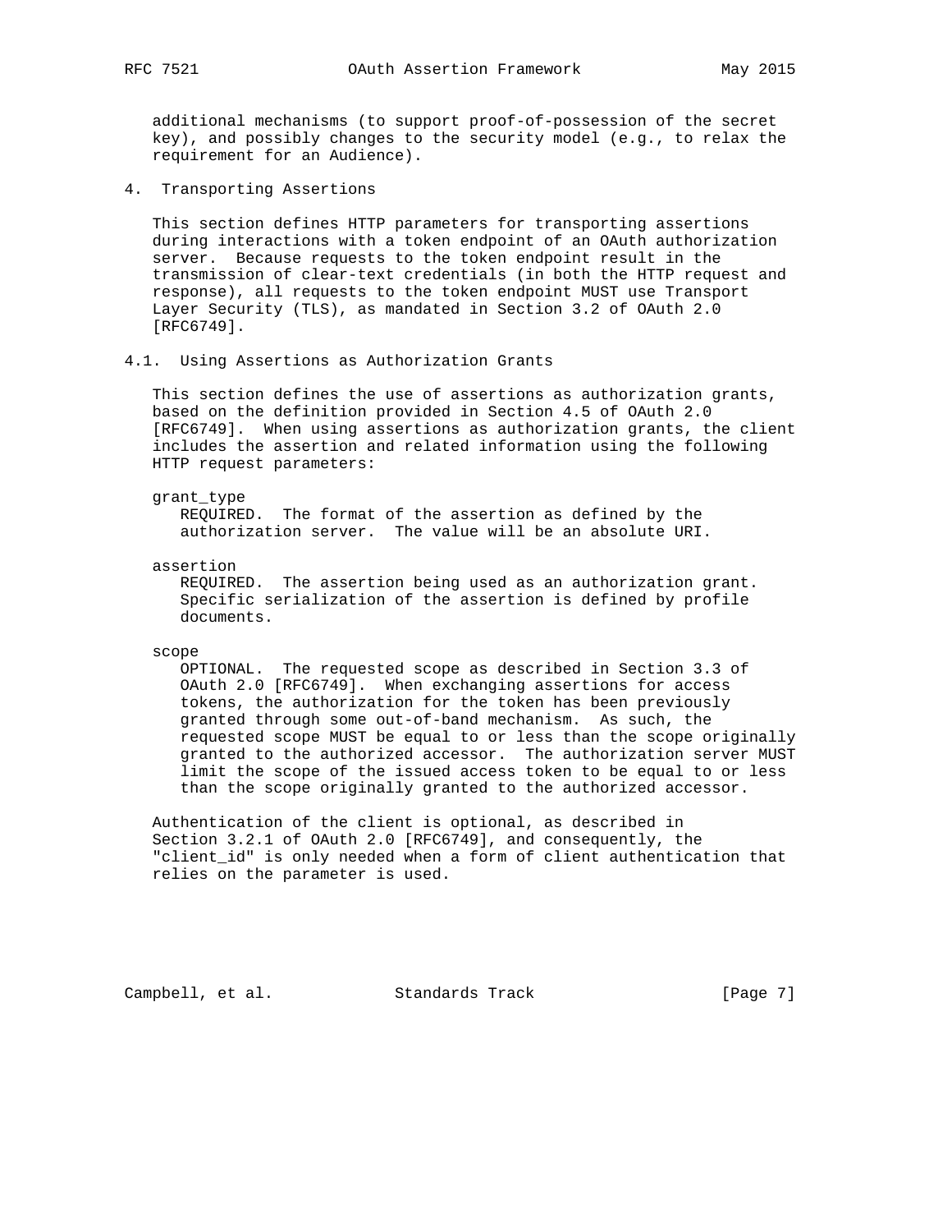additional mechanisms (to support proof-of-possession of the secret key), and possibly changes to the security model (e.g., to relax the requirement for an Audience).

## 4. Transporting Assertions

This section defines HTTP parameters for transporting assertions during interactions with a token endpoint of an OAuth authorization server. Because requests to the token endpoint result in the transmission of clear-text credentials (in both the HTTP request and response), all requests to the token endpoint MUST use Transport Layer Security (TLS), as mandated in Section 3.2 of OAuth 2.0 [RFC6749].

### 4.1. Using Assertions as Authorization Grants

This section defines the use of assertions as authorization grants, based on the definition provided in Section 4.5 of OAuth 2.0 [RFC6749]. When using assertions as authorization grants, the client includes the assertion and related information using the following HTTP request parameters:

grant_type
: REQUIRED. The format of the assertion as defined by the authorization server. The value will be an absolute URI.

assertion
: REQUIRED. The assertion being used as an authorization grant. Specific serialization of the assertion is defined by profile documents.

scope
: OPTIONAL. The requested scope as described in Section 3.3 of OAuth 2.0 [RFC6749]. When exchanging assertions for access tokens, the authorization for the token has been previously granted through some out-of-band mechanism. As such, the requested scope MUST be equal to or less than the scope originally granted to the authorized accessor. The authorization server MUST limit the scope of the issued access token to be equal to or less than the scope originally granted to the authorized accessor.

Authentication of the client is optional, as described in Section 3.2.1 of OAuth 2.0 [RFC6749], and consequently, the "client_id" is only needed when a form of client authentication that relies on the parameter is used.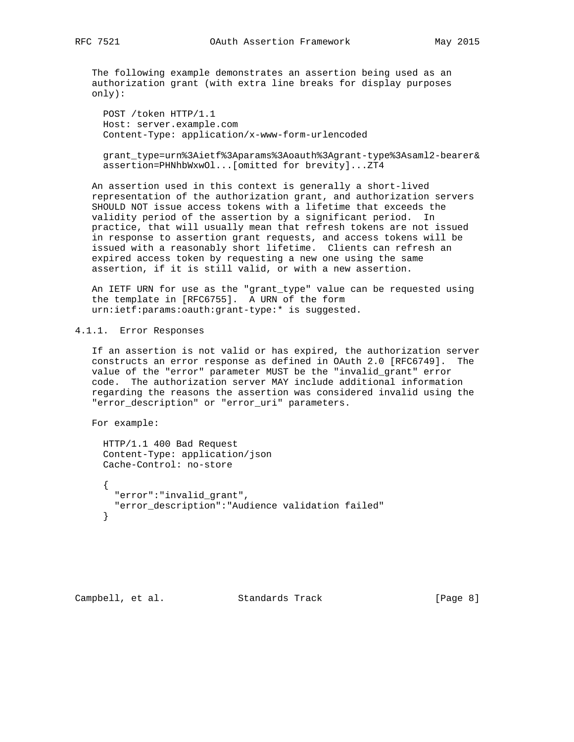The following example demonstrates an assertion being used as an authorization grant (with extra line breaks for display purposes only):

```
POST /token HTTP/1.1
Host: server.example.com
Content-Type: application/x-www-form-urlencoded

grant_type=urn%3Aietf%3Aparams%3Aoauth%3Agrant-type%3Asaml2-bearer&
assertion=PHNhbWxwOl...[omitted for brevity]...ZT4
```

An assertion used in this context is generally a short-lived representation of the authorization grant, and authorization servers SHOULD NOT issue access tokens with a lifetime that exceeds the validity period of the assertion by a significant period. In practice, that will usually mean that refresh tokens are not issued in response to assertion grant requests, and access tokens will be issued with a reasonably short lifetime. Clients can refresh an expired access token by requesting a new one using the same assertion, if it is still valid, or with a new assertion.

An IETF URN for use as the "grant_type" value can be requested using the template in [RFC6755]. A URN of the form urn:ietf:params:oauth:grant-type:* is suggested.

#### 4.1.1. Error Responses

If an assertion is not valid or has expired, the authorization server constructs an error response as defined in OAuth 2.0 [RFC6749]. The value of the "error" parameter MUST be the "invalid_grant" error code. The authorization server MAY include additional information regarding the reasons the assertion was considered invalid using the "error_description" or "error_uri" parameters.

For example:

```
HTTP/1.1 400 Bad Request
Content-Type: application/json
Cache-Control: no-store

{
  "error":"invalid_grant",
  "error_description":"Audience validation failed"
}
```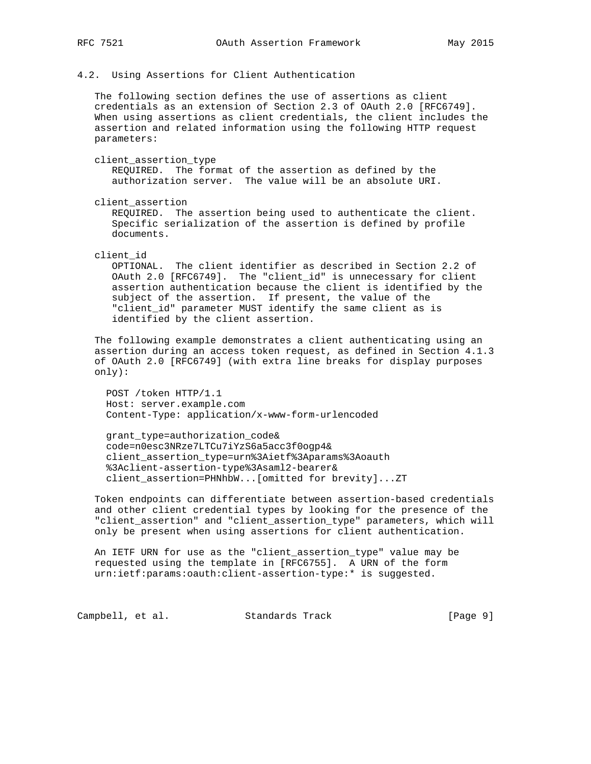## 4.2. Using Assertions for Client Authentication

The following section defines the use of assertions as client credentials as an extension of Section 2.3 of OAuth 2.0 [RFC6749]. When using assertions as client credentials, the client includes the assertion and related information using the following HTTP request parameters:

client_assertion_type
: REQUIRED. The format of the assertion as defined by the authorization server. The value will be an absolute URI.

client_assertion
: REQUIRED. The assertion being used to authenticate the client. Specific serialization of the assertion is defined by profile documents.

client_id
: OPTIONAL. The client identifier as described in Section 2.2 of OAuth 2.0 [RFC6749]. The "client_id" is unnecessary for client assertion authentication because the client is identified by the subject of the assertion. If present, the value of the "client_id" parameter MUST identify the same client as is identified by the client assertion.

The following example demonstrates a client authenticating using an assertion during an access token request, as defined in Section 4.1.3 of OAuth 2.0 [RFC6749] (with extra line breaks for display purposes only):

```
POST /token HTTP/1.1
Host: server.example.com
Content-Type: application/x-www-form-urlencoded

grant_type=authorization_code&
code=n0esc3NRze7LTCu7iYzS6a5acc3f0ogp4&
client_assertion_type=urn%3Aietf%3Aparams%3Aoauth
%3Aclient-assertion-type%3Asaml2-bearer&
client_assertion=PHNhbW...[omitted for brevity]...ZT
```

Token endpoints can differentiate between assertion-based credentials and other client credential types by looking for the presence of the "client_assertion" and "client_assertion_type" parameters, which will only be present when using assertions for client authentication.

An IETF URN for use as the "client_assertion_type" value may be requested using the template in [RFC6755]. A URN of the form urn:ietf:params:oauth:client-assertion-type:* is suggested.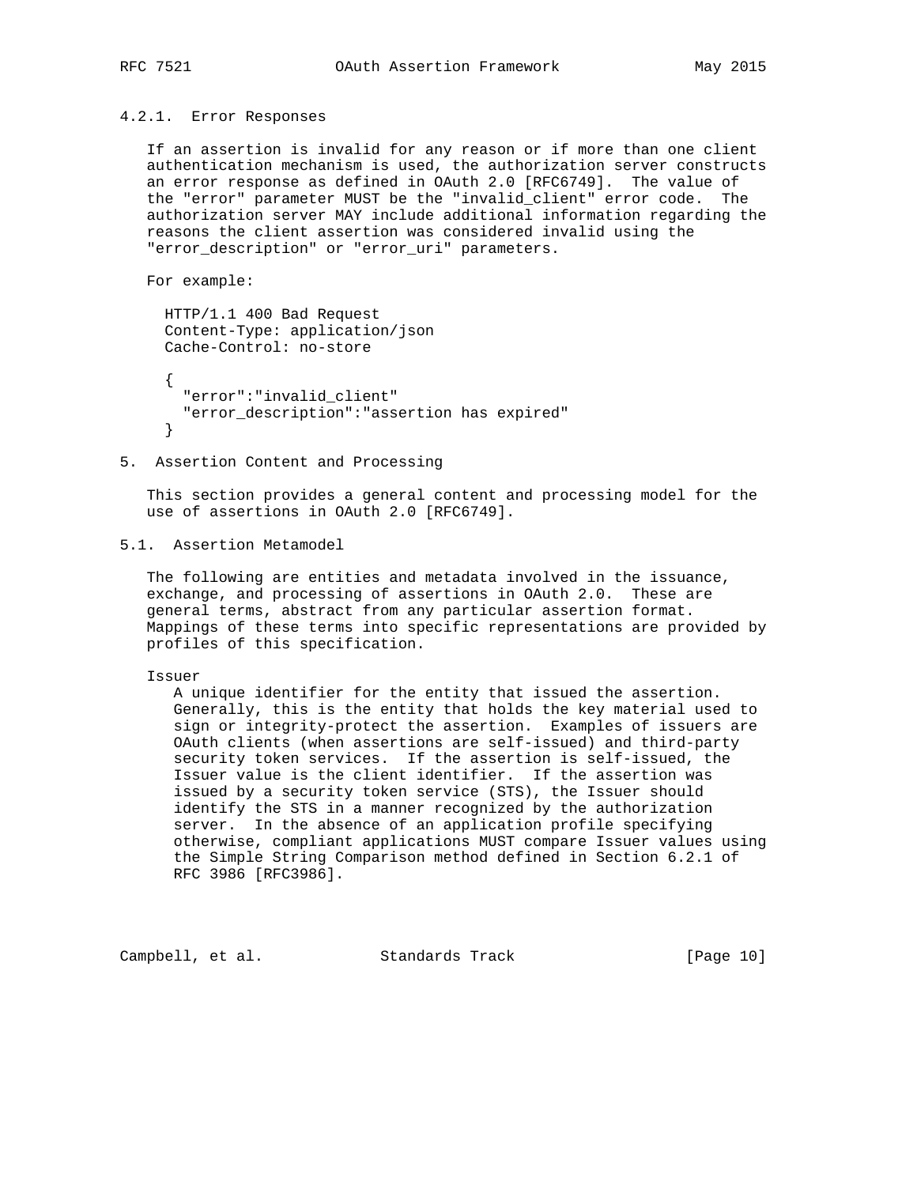#### 4.2.1. Error Responses

If an assertion is invalid for any reason or if more than one client authentication mechanism is used, the authorization server constructs an error response as defined in OAuth 2.0 [RFC6749]. The value of the "error" parameter MUST be the "invalid_client" error code. The authorization server MAY include additional information regarding the reasons the client assertion was considered invalid using the "error_description" or "error_uri" parameters.

For example:

```
HTTP/1.1 400 Bad Request
Content-Type: application/json
Cache-Control: no-store

{
  "error":"invalid_client"
  "error_description":"assertion has expired"
}
```

## 5. Assertion Content and Processing

This section provides a general content and processing model for the use of assertions in OAuth 2.0 [RFC6749].

### 5.1. Assertion Metamodel

The following are entities and metadata involved in the issuance, exchange, and processing of assertions in OAuth 2.0. These are general terms, abstract from any particular assertion format. Mappings of these terms into specific representations are provided by profiles of this specification.

Issuer

A unique identifier for the entity that issued the assertion. Generally, this is the entity that holds the key material used to sign or integrity-protect the assertion. Examples of issuers are OAuth clients (when assertions are self-issued) and third-party security token services. If the assertion is self-issued, the Issuer value is the client identifier. If the assertion was issued by a security token service (STS), the Issuer should identify the STS in a manner recognized by the authorization server. In the absence of an application profile specifying otherwise, compliant applications MUST compare Issuer values using the Simple String Comparison method defined in Section 6.2.1 of RFC 3986 [RFC3986].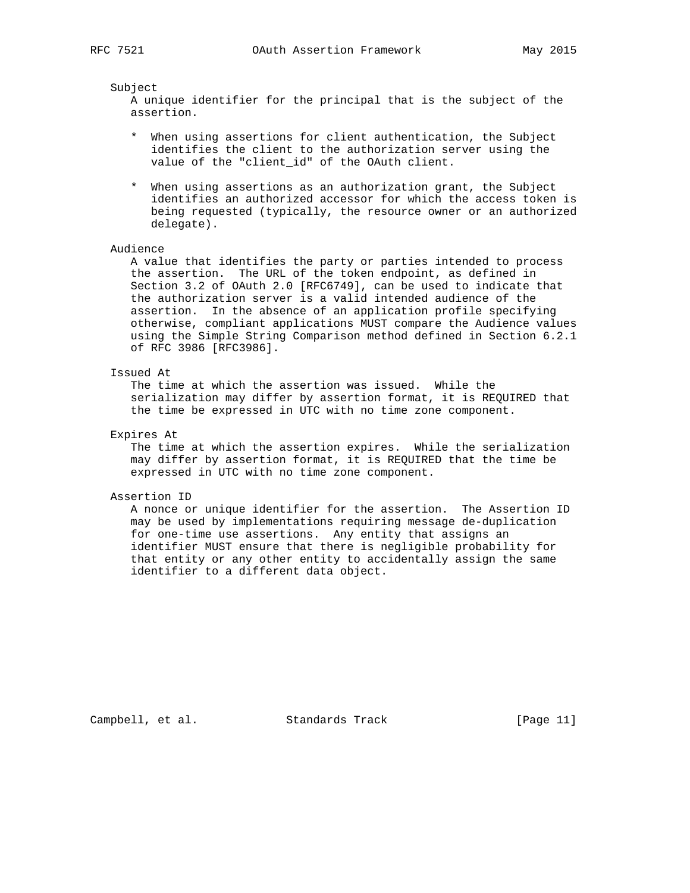Subject

A unique identifier for the principal that is the subject of the assertion.

* When using assertions for client authentication, the Subject identifies the client to the authorization server using the value of the "client_id" of the OAuth client.

* When using assertions as an authorization grant, the Subject identifies an authorized accessor for which the access token is being requested (typically, the resource owner or an authorized delegate).

Audience

A value that identifies the party or parties intended to process the assertion. The URL of the token endpoint, as defined in Section 3.2 of OAuth 2.0 [RFC6749], can be used to indicate that the authorization server is a valid intended audience of the assertion. In the absence of an application profile specifying otherwise, compliant applications MUST compare the Audience values using the Simple String Comparison method defined in Section 6.2.1 of RFC 3986 [RFC3986].

Issued At

The time at which the assertion was issued. While the serialization may differ by assertion format, it is REQUIRED that the time be expressed in UTC with no time zone component.

Expires At

The time at which the assertion expires. While the serialization may differ by assertion format, it is REQUIRED that the time be expressed in UTC with no time zone component.

Assertion ID

A nonce or unique identifier for the assertion. The Assertion ID may be used by implementations requiring message de-duplication for one-time use assertions. Any entity that assigns an identifier MUST ensure that there is negligible probability for that entity or any other entity to accidentally assign the same identifier to a different data object.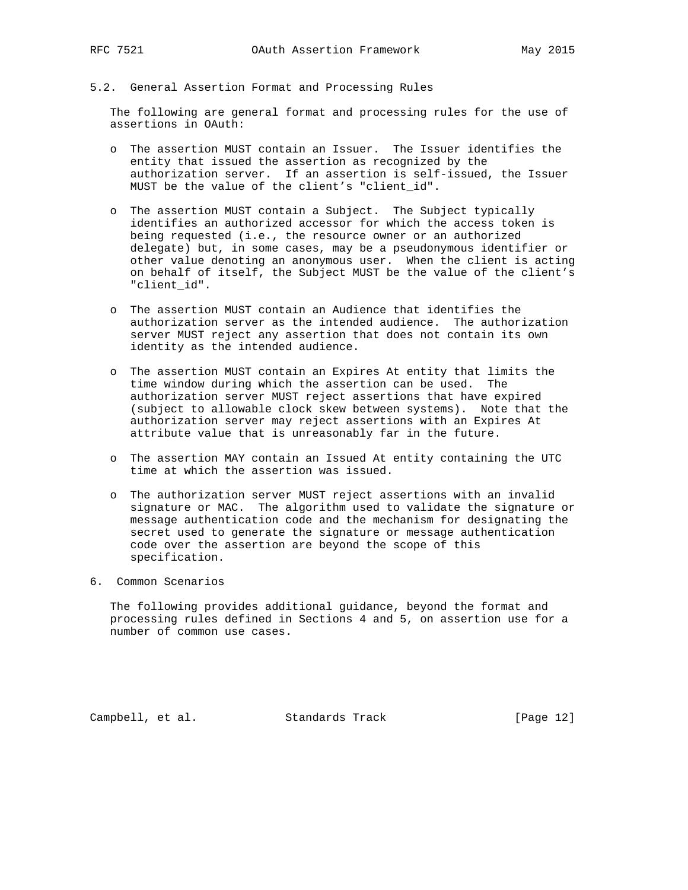### 5.2. General Assertion Format and Processing Rules

The following are general format and processing rules for the use of assertions in OAuth:

- The assertion MUST contain an Issuer. The Issuer identifies the entity that issued the assertion as recognized by the authorization server. If an assertion is self-issued, the Issuer MUST be the value of the client's "client_id".

- The assertion MUST contain a Subject. The Subject typically identifies an authorized accessor for which the access token is being requested (i.e., the resource owner or an authorized delegate) but, in some cases, may be a pseudonymous identifier or other value denoting an anonymous user. When the client is acting on behalf of itself, the Subject MUST be the value of the client's "client_id".

- The assertion MUST contain an Audience that identifies the authorization server as the intended audience. The authorization server MUST reject any assertion that does not contain its own identity as the intended audience.

- The assertion MUST contain an Expires At entity that limits the time window during which the assertion can be used. The authorization server MUST reject assertions that have expired (subject to allowable clock skew between systems). Note that the authorization server may reject assertions with an Expires At attribute value that is unreasonably far in the future.

- The assertion MAY contain an Issued At entity containing the UTC time at which the assertion was issued.

- The authorization server MUST reject assertions with an invalid signature or MAC. The algorithm used to validate the signature or message authentication code and the mechanism for designating the secret used to generate the signature or message authentication code over the assertion are beyond the scope of this specification.

## 6. Common Scenarios

The following provides additional guidance, beyond the format and processing rules defined in Sections 4 and 5, on assertion use for a number of common use cases.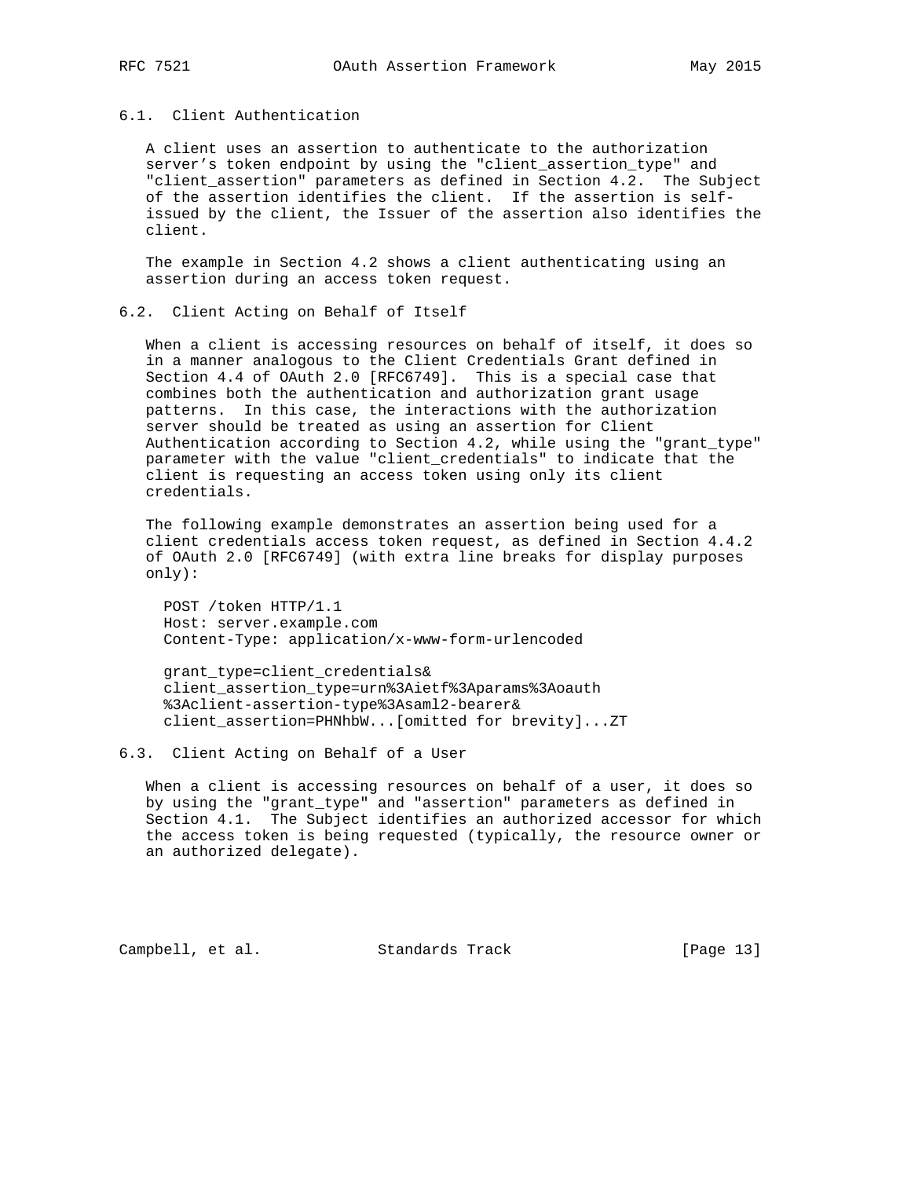## 6.1. Client Authentication

A client uses an assertion to authenticate to the authorization server's token endpoint by using the "client_assertion_type" and "client_assertion" parameters as defined in Section 4.2. The Subject of the assertion identifies the client. If the assertion is self-issued by the client, the Issuer of the assertion also identifies the client.

The example in Section 4.2 shows a client authenticating using an assertion during an access token request.

## 6.2. Client Acting on Behalf of Itself

When a client is accessing resources on behalf of itself, it does so in a manner analogous to the Client Credentials Grant defined in Section 4.4 of OAuth 2.0 [RFC6749]. This is a special case that combines both the authentication and authorization grant usage patterns. In this case, the interactions with the authorization server should be treated as using an assertion for Client Authentication according to Section 4.2, while using the "grant_type" parameter with the value "client_credentials" to indicate that the client is requesting an access token using only its client credentials.

The following example demonstrates an assertion being used for a client credentials access token request, as defined in Section 4.4.2 of OAuth 2.0 [RFC6749] (with extra line breaks for display purposes only):

```
POST /token HTTP/1.1
Host: server.example.com
Content-Type: application/x-www-form-urlencoded

grant_type=client_credentials&
client_assertion_type=urn%3Aietf%3Aparams%3Aoauth
%3Aclient-assertion-type%3Asaml2-bearer&
client_assertion=PHNhbW...[omitted for brevity]...ZT
```

## 6.3. Client Acting on Behalf of a User

When a client is accessing resources on behalf of a user, it does so by using the "grant_type" and "assertion" parameters as defined in Section 4.1. The Subject identifies an authorized accessor for which the access token is being requested (typically, the resource owner or an authorized delegate).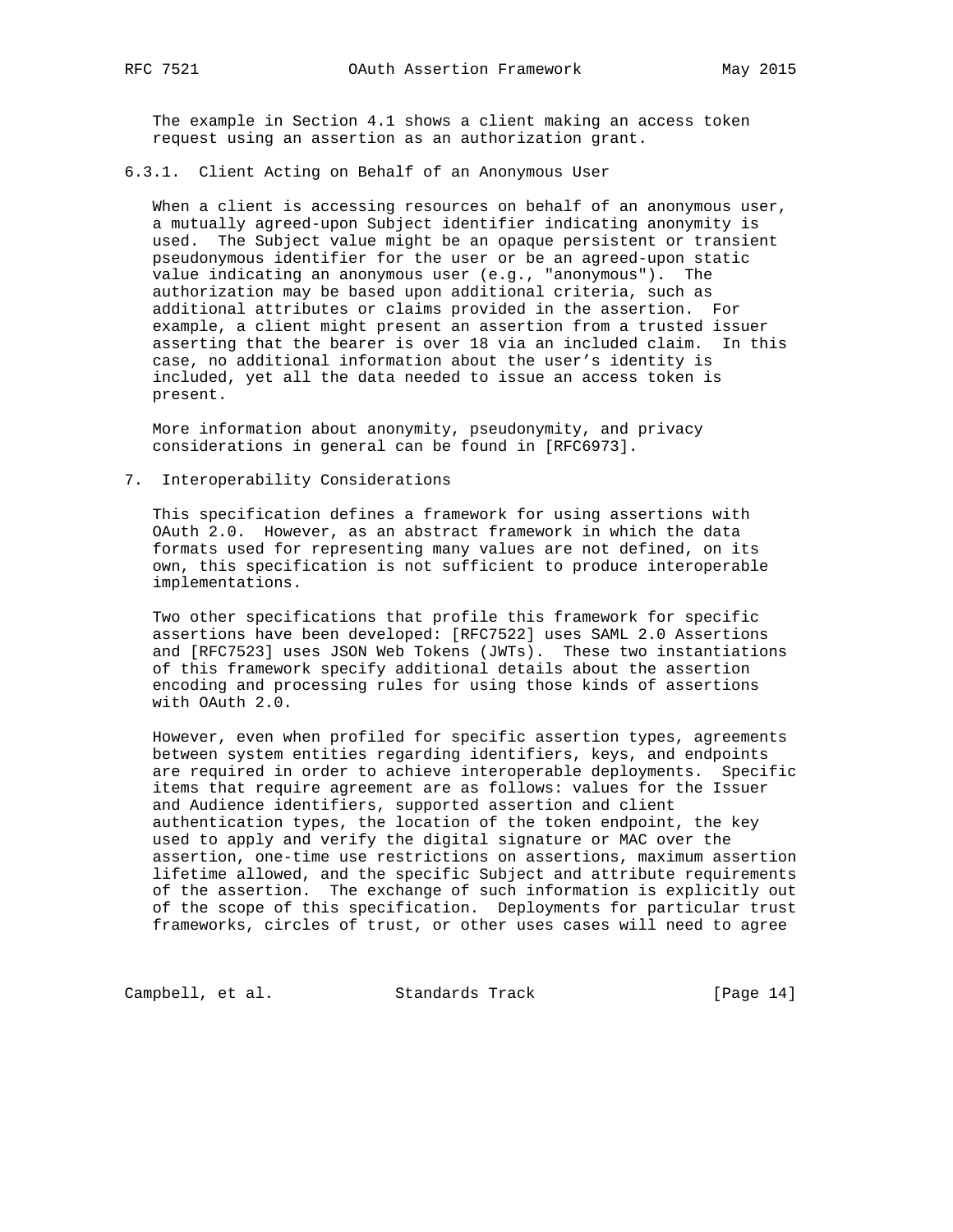The example in Section 4.1 shows a client making an access token request using an assertion as an authorization grant.

#### 6.3.1. Client Acting on Behalf of an Anonymous User

When a client is accessing resources on behalf of an anonymous user, a mutually agreed-upon Subject identifier indicating anonymity is used. The Subject value might be an opaque persistent or transient pseudonymous identifier for the user or be an agreed-upon static value indicating an anonymous user (e.g., "anonymous"). The authorization may be based upon additional criteria, such as additional attributes or claims provided in the assertion. For example, a client might present an assertion from a trusted issuer asserting that the bearer is over 18 via an included claim. In this case, no additional information about the user's identity is included, yet all the data needed to issue an access token is present.

More information about anonymity, pseudonymity, and privacy considerations in general can be found in [RFC6973].

## 7. Interoperability Considerations

This specification defines a framework for using assertions with OAuth 2.0. However, as an abstract framework in which the data formats used for representing many values are not defined, on its own, this specification is not sufficient to produce interoperable implementations.

Two other specifications that profile this framework for specific assertions have been developed: [RFC7522] uses SAML 2.0 Assertions and [RFC7523] uses JSON Web Tokens (JWTs). These two instantiations of this framework specify additional details about the assertion encoding and processing rules for using those kinds of assertions with OAuth 2.0.

However, even when profiled for specific assertion types, agreements between system entities regarding identifiers, keys, and endpoints are required in order to achieve interoperable deployments. Specific items that require agreement are as follows: values for the Issuer and Audience identifiers, supported assertion and client authentication types, the location of the token endpoint, the key used to apply and verify the digital signature or MAC over the assertion, one-time use restrictions on assertions, maximum assertion lifetime allowed, and the specific Subject and attribute requirements of the assertion. The exchange of such information is explicitly out of the scope of this specification. Deployments for particular trust frameworks, circles of trust, or other uses cases will need to agree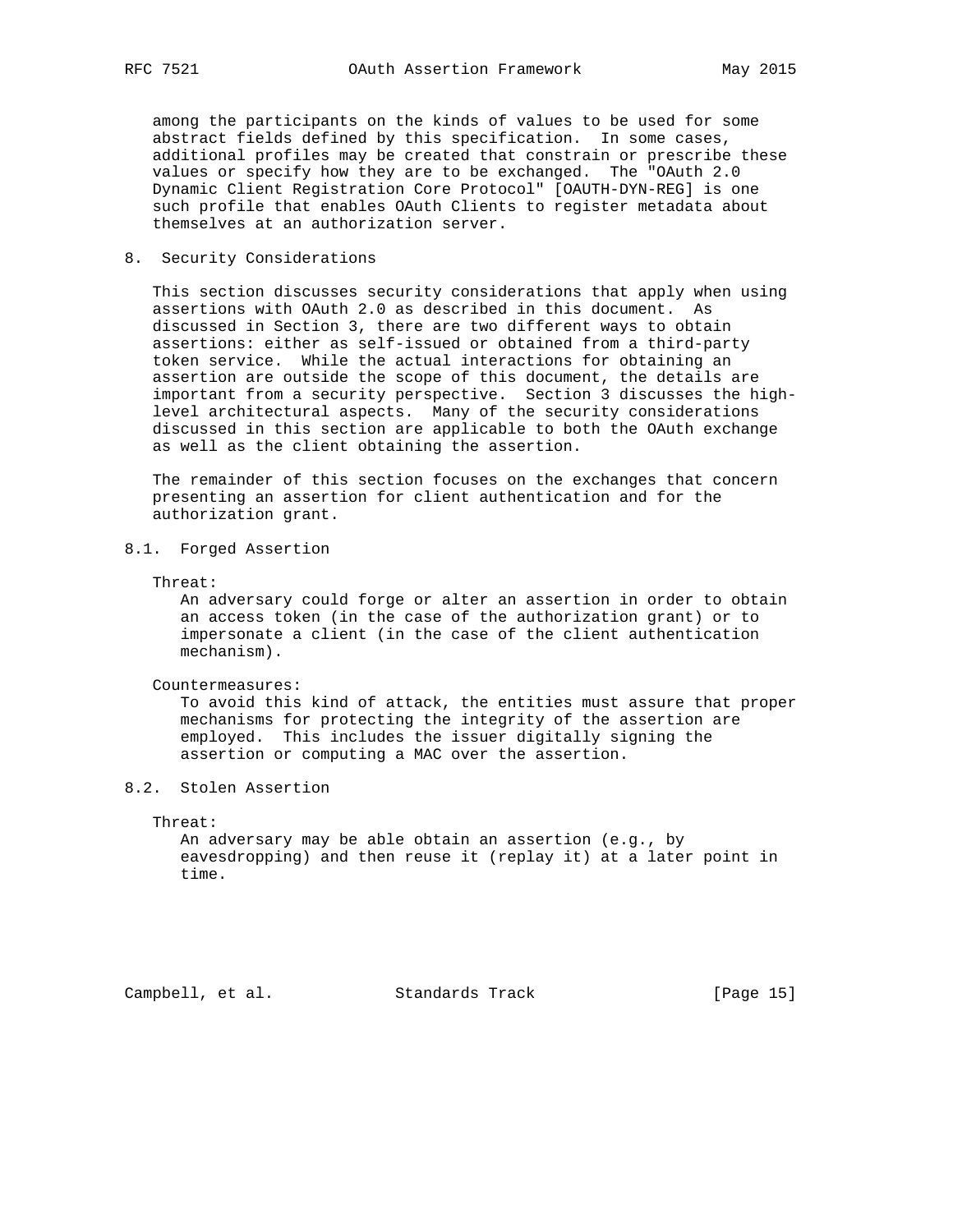among the participants on the kinds of values to be used for some abstract fields defined by this specification. In some cases, additional profiles may be created that constrain or prescribe these values or specify how they are to be exchanged. The "OAuth 2.0 Dynamic Client Registration Core Protocol" [OAUTH-DYN-REG] is one such profile that enables OAuth Clients to register metadata about themselves at an authorization server.

## 8. Security Considerations

This section discusses security considerations that apply when using assertions with OAuth 2.0 as described in this document. As discussed in Section 3, there are two different ways to obtain assertions: either as self-issued or obtained from a third-party token service. While the actual interactions for obtaining an assertion are outside the scope of this document, the details are important from a security perspective. Section 3 discusses the high-level architectural aspects. Many of the security considerations discussed in this section are applicable to both the OAuth exchange as well as the client obtaining the assertion.

The remainder of this section focuses on the exchanges that concern presenting an assertion for client authentication and for the authorization grant.

### 8.1. Forged Assertion

Threat:
: An adversary could forge or alter an assertion in order to obtain an access token (in the case of the authorization grant) or to impersonate a client (in the case of the client authentication mechanism).

Countermeasures:
: To avoid this kind of attack, the entities must assure that proper mechanisms for protecting the integrity of the assertion are employed. This includes the issuer digitally signing the assertion or computing a MAC over the assertion.

### 8.2. Stolen Assertion

Threat:
: An adversary may be able obtain an assertion (e.g., by eavesdropping) and then reuse it (replay it) at a later point in time.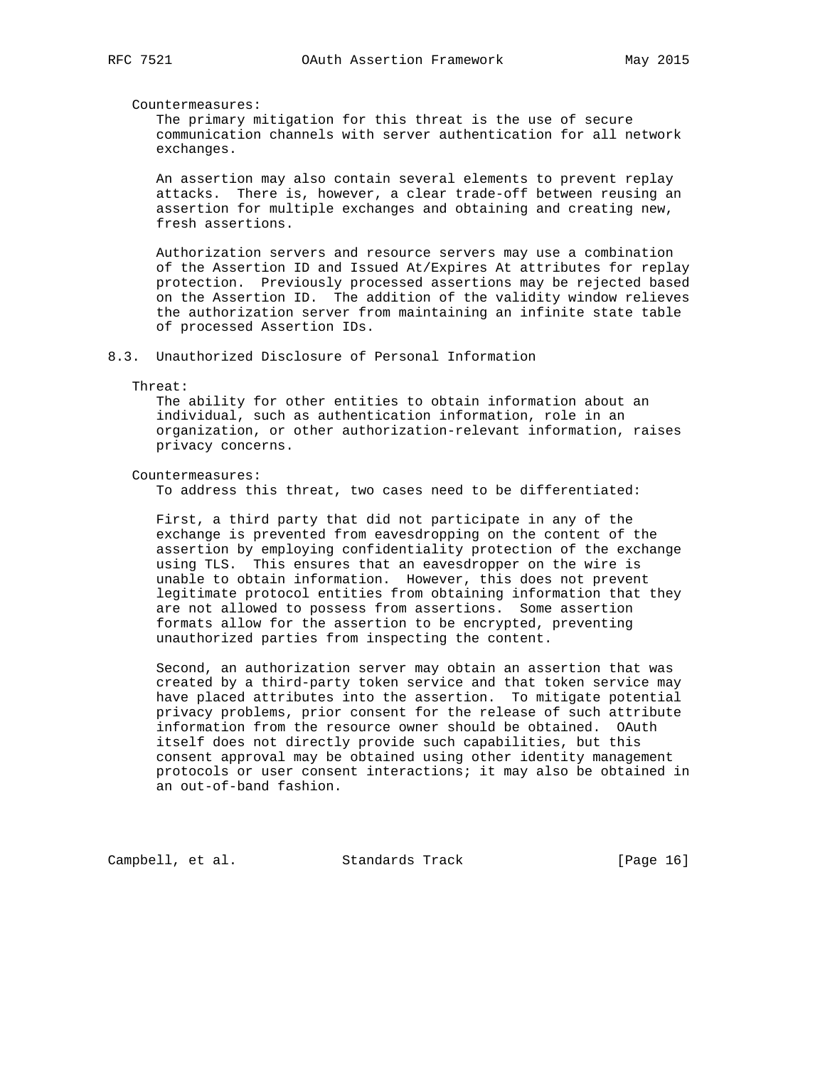Countermeasures:

The primary mitigation for this threat is the use of secure communication channels with server authentication for all network exchanges.

An assertion may also contain several elements to prevent replay attacks. There is, however, a clear trade-off between reusing an assertion for multiple exchanges and obtaining and creating new, fresh assertions.

Authorization servers and resource servers may use a combination of the Assertion ID and Issued At/Expires At attributes for replay protection. Previously processed assertions may be rejected based on the Assertion ID. The addition of the validity window relieves the authorization server from maintaining an infinite state table of processed Assertion IDs.

## 8.3. Unauthorized Disclosure of Personal Information

Threat:

The ability for other entities to obtain information about an individual, such as authentication information, role in an organization, or other authorization-relevant information, raises privacy concerns.

Countermeasures:

To address this threat, two cases need to be differentiated:

First, a third party that did not participate in any of the exchange is prevented from eavesdropping on the content of the assertion by employing confidentiality protection of the exchange using TLS. This ensures that an eavesdropper on the wire is unable to obtain information. However, this does not prevent legitimate protocol entities from obtaining information that they are not allowed to possess from assertions. Some assertion formats allow for the assertion to be encrypted, preventing unauthorized parties from inspecting the content.

Second, an authorization server may obtain an assertion that was created by a third-party token service and that token service may have placed attributes into the assertion. To mitigate potential privacy problems, prior consent for the release of such attribute information from the resource owner should be obtained. OAuth itself does not directly provide such capabilities, but this consent approval may be obtained using other identity management protocols or user consent interactions; it may also be obtained in an out-of-band fashion.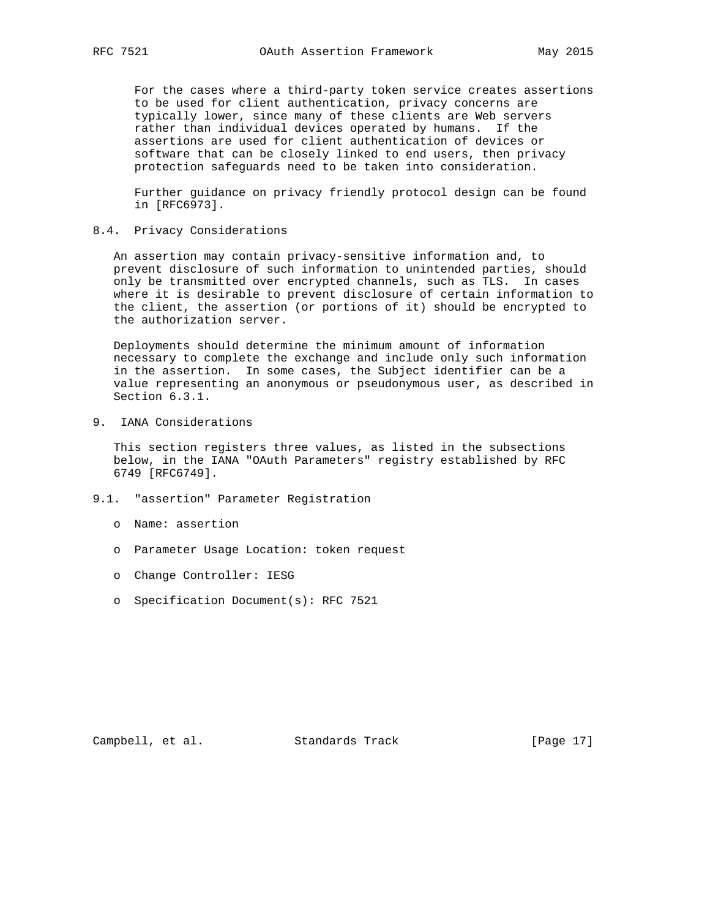For the cases where a third-party token service creates assertions to be used for client authentication, privacy concerns are typically lower, since many of these clients are Web servers rather than individual devices operated by humans. If the assertions are used for client authentication of devices or software that can be closely linked to end users, then privacy protection safeguards need to be taken into consideration.

Further guidance on privacy friendly protocol design can be found in [RFC6973].

### 8.4. Privacy Considerations

An assertion may contain privacy-sensitive information and, to prevent disclosure of such information to unintended parties, should only be transmitted over encrypted channels, such as TLS. In cases where it is desirable to prevent disclosure of certain information to the client, the assertion (or portions of it) should be encrypted to the authorization server.

Deployments should determine the minimum amount of information necessary to complete the exchange and include only such information in the assertion. In some cases, the Subject identifier can be a value representing an anonymous or pseudonymous user, as described in Section 6.3.1.

## 9. IANA Considerations

This section registers three values, as listed in the subsections below, in the IANA "OAuth Parameters" registry established by RFC 6749 [RFC6749].

### 9.1. "assertion" Parameter Registration

- Name: assertion
- Parameter Usage Location: token request
- Change Controller: IESG
- Specification Document(s): RFC 7521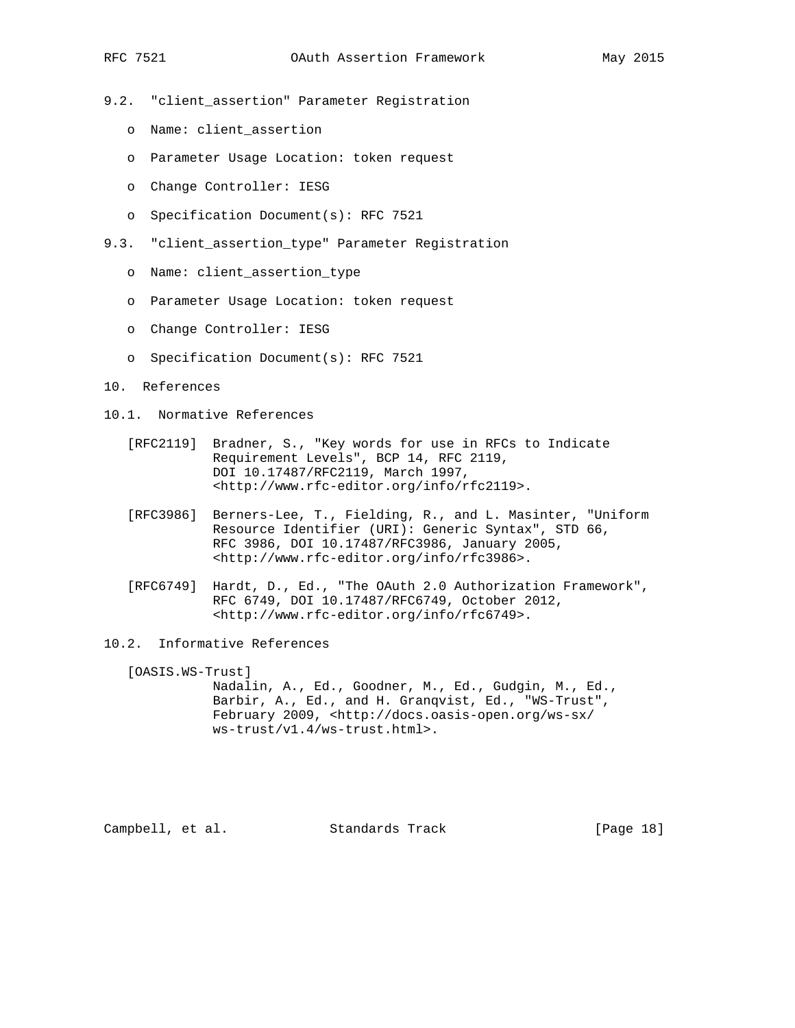### 9.2. "client_assertion" Parameter Registration

- Name: client_assertion
- Parameter Usage Location: token request
- Change Controller: IESG
- Specification Document(s): RFC 7521

### 9.3. "client_assertion_type" Parameter Registration

- Name: client_assertion_type
- Parameter Usage Location: token request
- Change Controller: IESG
- Specification Document(s): RFC 7521

## 10. References

### 10.1. Normative References

[RFC2119] Bradner, S., "Key words for use in RFCs to Indicate Requirement Levels", BCP 14, RFC 2119, DOI 10.17487/RFC2119, March 1997, <http://www.rfc-editor.org/info/rfc2119>.

[RFC3986] Berners-Lee, T., Fielding, R., and L. Masinter, "Uniform Resource Identifier (URI): Generic Syntax", STD 66, RFC 3986, DOI 10.17487/RFC3986, January 2005, <http://www.rfc-editor.org/info/rfc3986>.

[RFC6749] Hardt, D., Ed., "The OAuth 2.0 Authorization Framework", RFC 6749, DOI 10.17487/RFC6749, October 2012, <http://www.rfc-editor.org/info/rfc6749>.

### 10.2. Informative References

[OASIS.WS-Trust] Nadalin, A., Ed., Goodner, M., Ed., Gudgin, M., Ed., Barbir, A., Ed., and H. Granqvist, Ed., "WS-Trust", February 2009, <http://docs.oasis-open.org/ws-sx/ws-trust/v1.4/ws-trust.html>.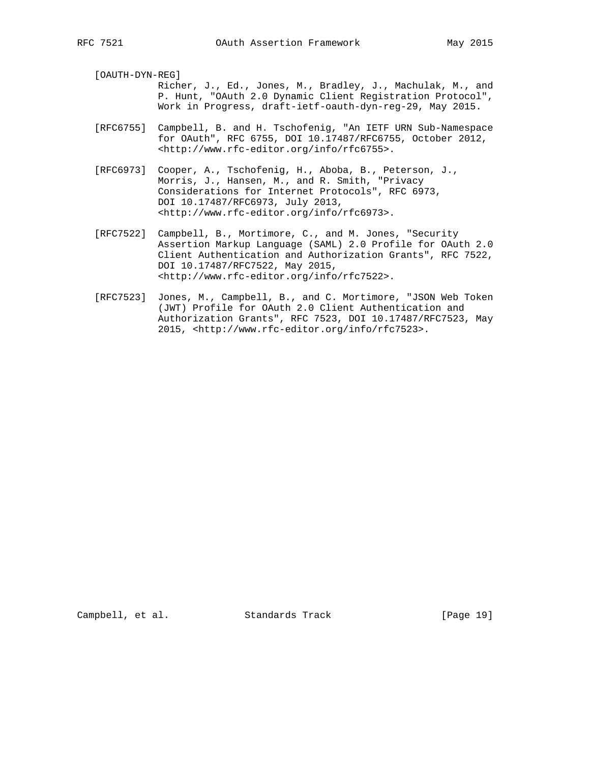[OAUTH-DYN-REG]
Richer, J., Ed., Jones, M., Bradley, J., Machulak, M., and P. Hunt, "OAuth 2.0 Dynamic Client Registration Protocol", Work in Progress, draft-ietf-oauth-dyn-reg-29, May 2015.

[RFC6755] Campbell, B. and H. Tschofenig, "An IETF URN Sub-Namespace for OAuth", RFC 6755, DOI 10.17487/RFC6755, October 2012, <http://www.rfc-editor.org/info/rfc6755>.

[RFC6973] Cooper, A., Tschofenig, H., Aboba, B., Peterson, J., Morris, J., Hansen, M., and R. Smith, "Privacy Considerations for Internet Protocols", RFC 6973, DOI 10.17487/RFC6973, July 2013, <http://www.rfc-editor.org/info/rfc6973>.

[RFC7522] Campbell, B., Mortimore, C., and M. Jones, "Security Assertion Markup Language (SAML) 2.0 Profile for OAuth 2.0 Client Authentication and Authorization Grants", RFC 7522, DOI 10.17487/RFC7522, May 2015, <http://www.rfc-editor.org/info/rfc7522>.

[RFC7523] Jones, M., Campbell, B., and C. Mortimore, "JSON Web Token (JWT) Profile for OAuth 2.0 Client Authentication and Authorization Grants", RFC 7523, DOI 10.17487/RFC7523, May 2015, <http://www.rfc-editor.org/info/rfc7523>.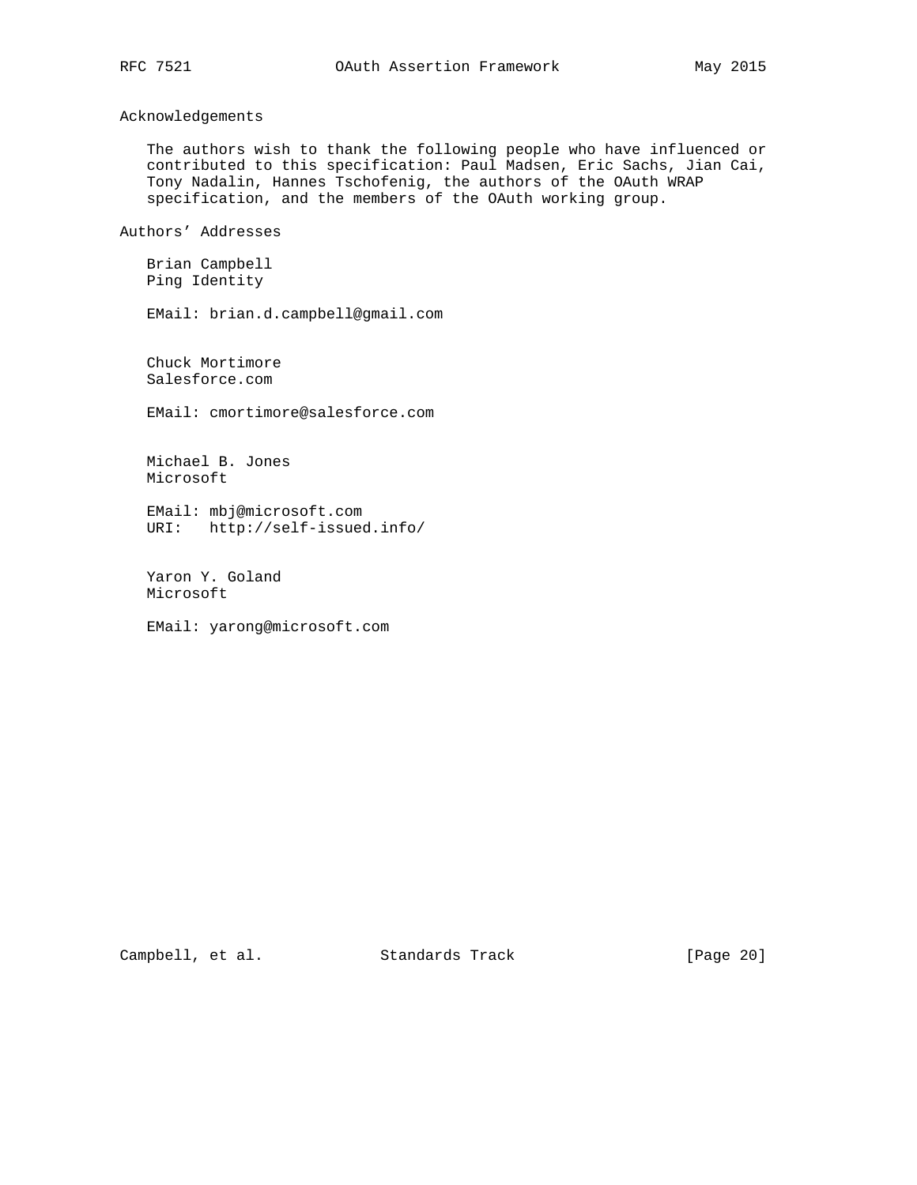## Acknowledgements

The authors wish to thank the following people who have influenced or contributed to this specification: Paul Madsen, Eric Sachs, Jian Cai, Tony Nadalin, Hannes Tschofenig, the authors of the OAuth WRAP specification, and the members of the OAuth working group.

## Authors' Addresses

Brian Campbell
Ping Identity

EMail: brian.d.campbell@gmail.com

Chuck Mortimore
Salesforce.com

EMail: cmortimore@salesforce.com

Michael B. Jones
Microsoft

EMail: mbj@microsoft.com
URI:   http://self-issued.info/

Yaron Y. Goland
Microsoft

EMail: yarong@microsoft.com